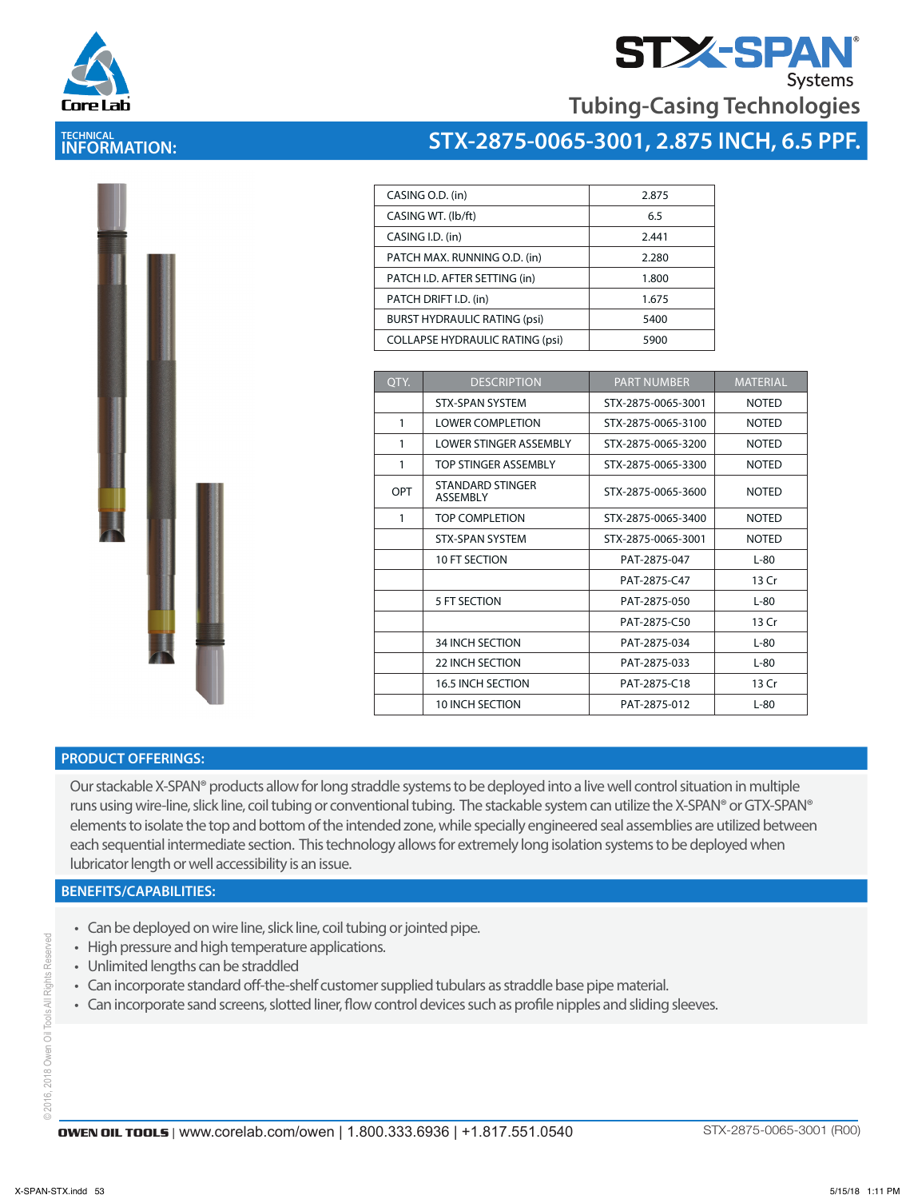# STX-SPAN® Systems

## Tubing-Casing Technologies

## TECHNICAL INFORMATION: STX-2875-0065-3001, 2.875 INCH, 6.5 PPF.

| | |
|---|---|
| CASING O.D. (in) | 2.875 |
| CASING WT. (lb/ft) | 6.5 |
| CASING I.D. (in) | 2.441 |
| PATCH MAX. RUNNING O.D. (in) | 2.280 |
| PATCH I.D. AFTER SETTING (in) | 1.800 |
| PATCH DRIFT I.D. (in) | 1.675 |
| BURST HYDRAULIC RATING (psi) | 5400 |
| COLLAPSE HYDRAULIC RATING (psi) | 5900 |

| QTY. | DESCRIPTION | PART NUMBER | MATERIAL |
|---|---|---|---|
| | STX-SPAN SYSTEM | STX-2875-0065-3001 | NOTED |
| 1 | LOWER COMPLETION | STX-2875-0065-3100 | NOTED |
| 1 | LOWER STINGER ASSEMBLY | STX-2875-0065-3200 | NOTED |
| 1 | TOP STINGER ASSEMBLY | STX-2875-0065-3300 | NOTED |
| OPT | STANDARD STINGER ASSEMBLY | STX-2875-0065-3600 | NOTED |
| 1 | TOP COMPLETION | STX-2875-0065-3400 | NOTED |
| | STX-SPAN SYSTEM | STX-2875-0065-3001 | NOTED |
| | 10 FT SECTION | PAT-2875-047 | L-80 |
| | | PAT-2875-C47 | 13 Cr |
| | 5 FT SECTION | PAT-2875-050 | L-80 |
| | | PAT-2875-C50 | 13 Cr |
| | 34 INCH SECTION | PAT-2875-034 | L-80 |
| | 22 INCH SECTION | PAT-2875-033 | L-80 |
| | 16.5 INCH SECTION | PAT-2875-C18 | 13 Cr |
| | 10 INCH SECTION | PAT-2875-012 | L-80 |

## PRODUCT OFFERINGS:

Our stackable X-SPAN® products allow for long straddle systems to be deployed into a live well control situation in multiple runs using wire-line, slick line, coil tubing or conventional tubing. The stackable system can utilize the X-SPAN® or GTX-SPAN® elements to isolate the top and bottom of the intended zone, while specially engineered seal assemblies are utilized between each sequential intermediate section. This technology allows for extremely long isolation systems to be deployed when lubricator length or well accessibility is an issue.

## BENEFITS/CAPABILITIES:

- Can be deployed on wire line, slick line, coil tubing or jointed pipe.
- High pressure and high temperature applications.
- Unlimited lengths can be straddled
- Can incorporate standard off-the-shelf customer supplied tubulars as straddle base pipe material.
- Can incorporate sand screens, slotted liner, flow control devices such as profile nipples and sliding sleeves.

©2016, 2018 Owen Oil Tools All Rights Reserved

**OWEN OIL TOOLS** | www.corelab.com/owen | 1.800.333.6936 | +1.817.551.0540

STX-2875-0065-3001 (R00)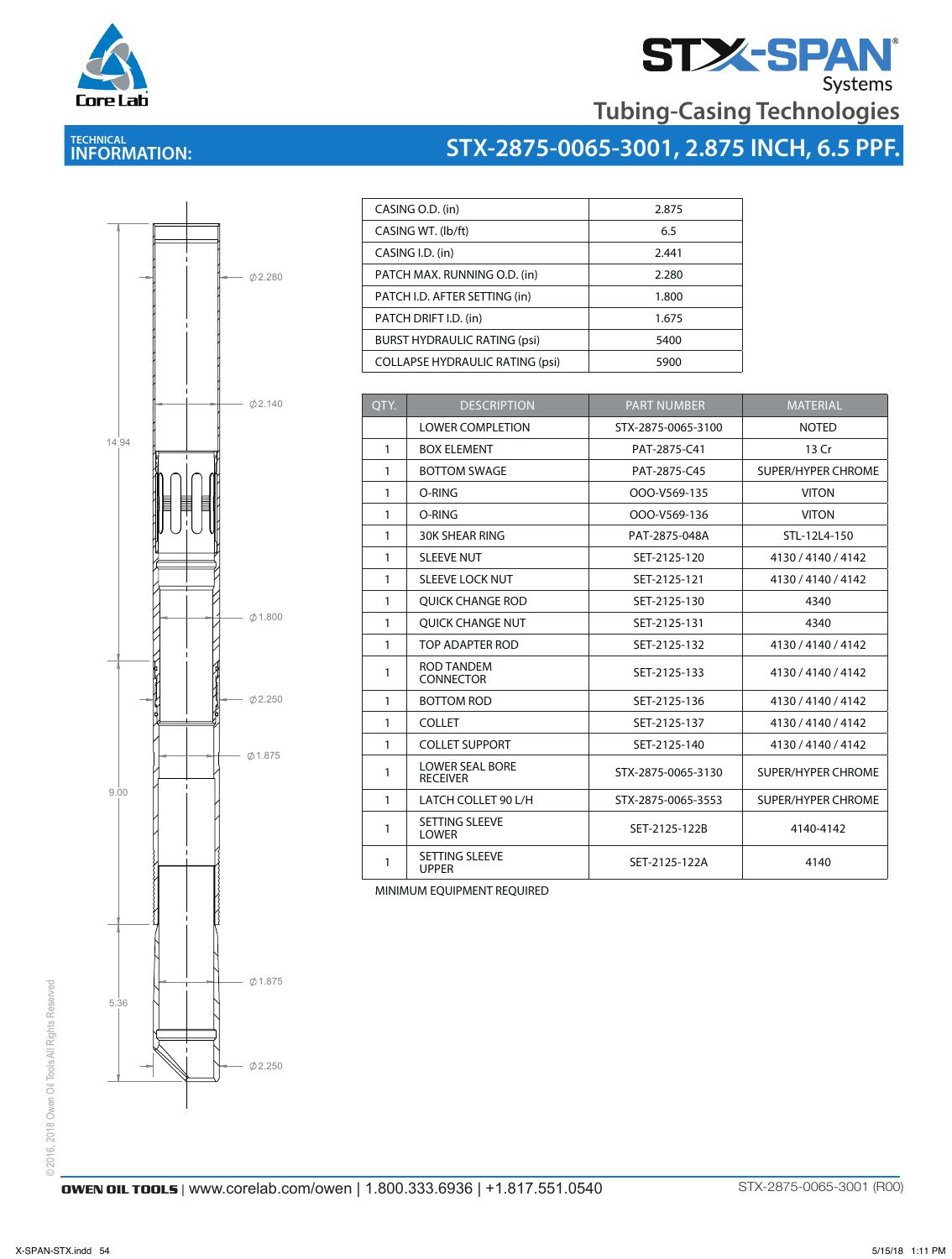# STX-SPAN® Systems

## Tubing-Casing Technologies

### TECHNICAL INFORMATION: STX-2875-0065-3001, 2.875 INCH, 6.5 PPF.

| CASING O.D. (in) | 2.875 |
|---|---|
| CASING WT. (lb/ft) | 6.5 |
| CASING I.D. (in) | 2.441 |
| PATCH MAX. RUNNING O.D. (in) | 2.280 |
| PATCH I.D. AFTER SETTING (in) | 1.800 |
| PATCH DRIFT I.D. (in) | 1.675 |
| BURST HYDRAULIC RATING (psi) | 5400 |
| COLLAPSE HYDRAULIC RATING (psi) | 5900 |

| QTY. | DESCRIPTION | PART NUMBER | MATERIAL |
|---|---|---|---|
| | LOWER COMPLETION | STX-2875-0065-3100 | NOTED |
| 1 | BOX ELEMENT | PAT-2875-C41 | 13 Cr |
| 1 | BOTTOM SWAGE | PAT-2875-C45 | SUPER/HYPER CHROME |
| 1 | O-RING | OOO-V569-135 | VITON |
| 1 | O-RING | OOO-V569-136 | VITON |
| 1 | 30K SHEAR RING | PAT-2875-048A | STL-12L4-150 |
| 1 | SLEEVE NUT | SET-2125-120 | 4130 / 4140 / 4142 |
| 1 | SLEEVE LOCK NUT | SET-2125-121 | 4130 / 4140 / 4142 |
| 1 | QUICK CHANGE ROD | SET-2125-130 | 4340 |
| 1 | QUICK CHANGE NUT | SET-2125-131 | 4340 |
| 1 | TOP ADAPTER ROD | SET-2125-132 | 4130 / 4140 / 4142 |
| 1 | ROD TANDEM CONNECTOR | SET-2125-133 | 4130 / 4140 / 4142 |
| 1 | BOTTOM ROD | SET-2125-136 | 4130 / 4140 / 4142 |
| 1 | COLLET | SET-2125-137 | 4130 / 4140 / 4142 |
| 1 | COLLET SUPPORT | SET-2125-140 | 4130 / 4140 / 4142 |
| 1 | LOWER SEAL BORE RECEIVER | STX-2875-0065-3130 | SUPER/HYPER CHROME |
| 1 | LATCH COLLET 90 L/H | STX-2875-0065-3553 | SUPER/HYPER CHROME |
| 1 | SETTING SLEEVE LOWER | SET-2125-122B | 4140-4142 |
| 1 | SETTING SLEEVE UPPER | SET-2125-122A | 4140 |

MINIMUM EQUIPMENT REQUIRED

Drawing dimensions: 14.94, 9.00, 5.36; Ø2.280, Ø2.140, Ø1.800, Ø2.250, Ø1.875, Ø1.875, Ø2.250

© 2016, 2018 Owen Oil Tools All Rights Reserved

**OWEN OIL TOOLS** | www.corelab.com/owen | 1.800.333.6936 | +1.817.551.0540

STX-2875-0065-3001 (R00)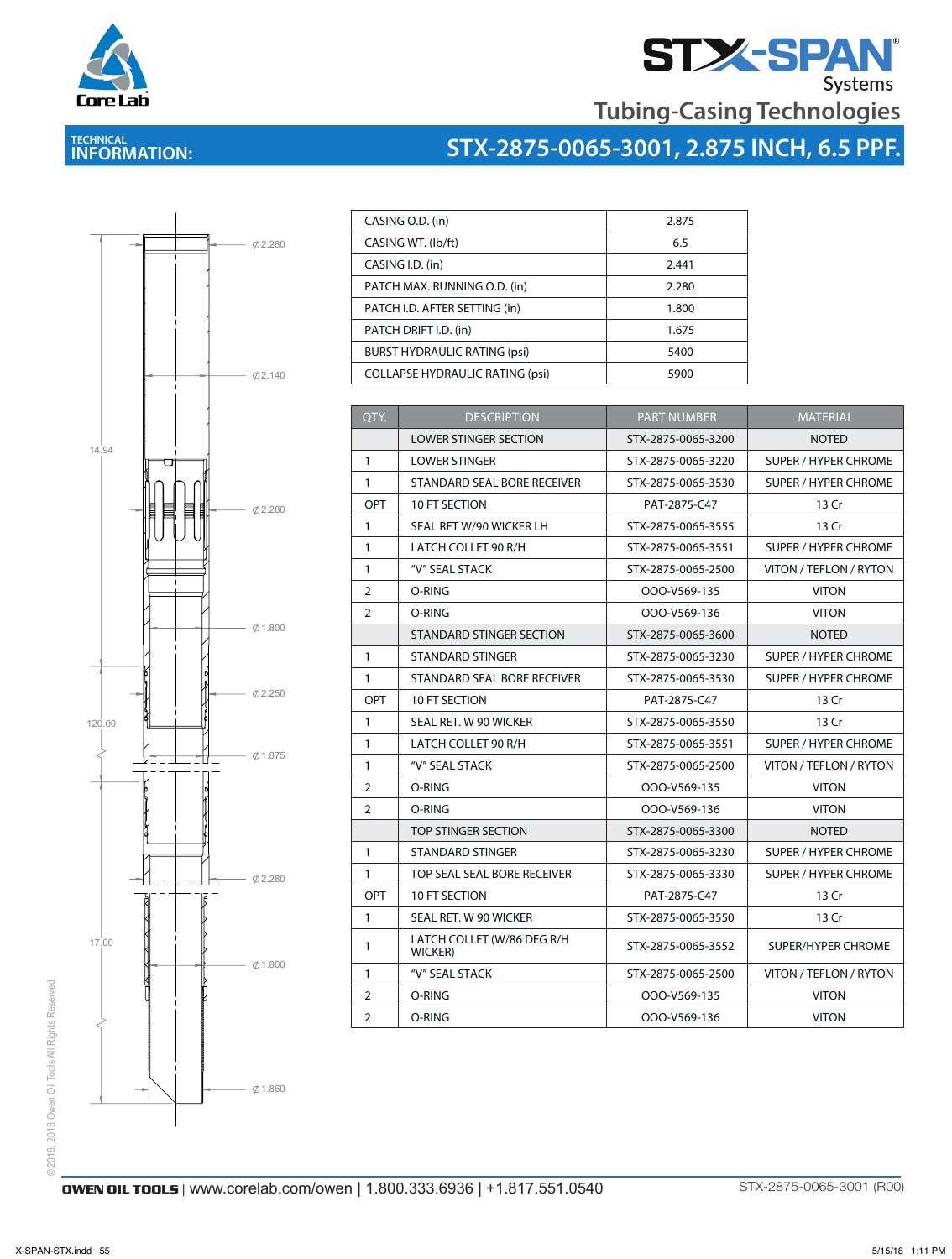# STX-SPAN Systems

## Tubing-Casing Technologies

## TECHNICAL INFORMATION: STX-2875-0065-3001, 2.875 INCH, 6.5 PPF.

Ø2.280
Ø2.140
14.94
Ø2.280
Ø1.800
Ø2.250
120.00
Ø1.875
Ø2.280
17.00
Ø1.800
Ø1.860

| | |
|---|---|
| CASING O.D. (in) | 2.875 |
| CASING WT. (lb/ft) | 6.5 |
| CASING I.D. (in) | 2.441 |
| PATCH MAX. RUNNING O.D. (in) | 2.280 |
| PATCH I.D. AFTER SETTING (in) | 1.800 |
| PATCH DRIFT I.D. (in) | 1.675 |
| BURST HYDRAULIC RATING (psi) | 5400 |
| COLLAPSE HYDRAULIC RATING (psi) | 5900 |

| QTY. | DESCRIPTION | PART NUMBER | MATERIAL |
|---|---|---|---|
| | LOWER STINGER SECTION | STX-2875-0065-3200 | NOTED |
| 1 | LOWER STINGER | STX-2875-0065-3220 | SUPER / HYPER CHROME |
| 1 | STANDARD SEAL BORE RECEIVER | STX-2875-0065-3530 | SUPER / HYPER CHROME |
| OPT | 10 FT SECTION | PAT-2875-C47 | 13 Cr |
| 1 | SEAL RET W/90 WICKER LH | STX-2875-0065-3555 | 13 Cr |
| 1 | LATCH COLLET 90 R/H | STX-2875-0065-3551 | SUPER / HYPER CHROME |
| 1 | "V" SEAL STACK | STX-2875-0065-2500 | VITON / TEFLON / RYTON |
| 2 | O-RING | OOO-V569-135 | VITON |
| 2 | O-RING | OOO-V569-136 | VITON |
| | STANDARD STINGER SECTION | STX-2875-0065-3600 | NOTED |
| 1 | STANDARD STINGER | STX-2875-0065-3230 | SUPER / HYPER CHROME |
| 1 | STANDARD SEAL BORE RECEIVER | STX-2875-0065-3530 | SUPER / HYPER CHROME |
| OPT | 10 FT SECTION | PAT-2875-C47 | 13 Cr |
| 1 | SEAL RET. W 90 WICKER | STX-2875-0065-3550 | 13 Cr |
| 1 | LATCH COLLET 90 R/H | STX-2875-0065-3551 | SUPER / HYPER CHROME |
| 1 | "V" SEAL STACK | STX-2875-0065-2500 | VITON / TEFLON / RYTON |
| 2 | O-RING | OOO-V569-135 | VITON |
| 2 | O-RING | OOO-V569-136 | VITON |
| | TOP STINGER SECTION | STX-2875-0065-3300 | NOTED |
| 1 | STANDARD STINGER | STX-2875-0065-3230 | SUPER / HYPER CHROME |
| 1 | TOP SEAL SEAL BORE RECEIVER | STX-2875-0065-3330 | SUPER / HYPER CHROME |
| OPT | 10 FT SECTION | PAT-2875-C47 | 13 Cr |
| 1 | SEAL RET. W 90 WICKER | STX-2875-0065-3550 | 13 Cr |
| 1 | LATCH COLLET (W/86 DEG R/H WICKER) | STX-2875-0065-3552 | SUPER/HYPER CHROME |
| 1 | "V" SEAL STACK | STX-2875-0065-2500 | VITON / TEFLON / RYTON |
| 2 | O-RING | OOO-V569-135 | VITON |
| 2 | O-RING | OOO-V569-136 | VITON |

©2016, 2018 Owen Oil Tools All Rights Reserved

OWEN OIL TOOLS | www.corelab.com/owen | 1.800.333.6936 | +1.817.551.0540 STX-2875-0065-3001 (R00)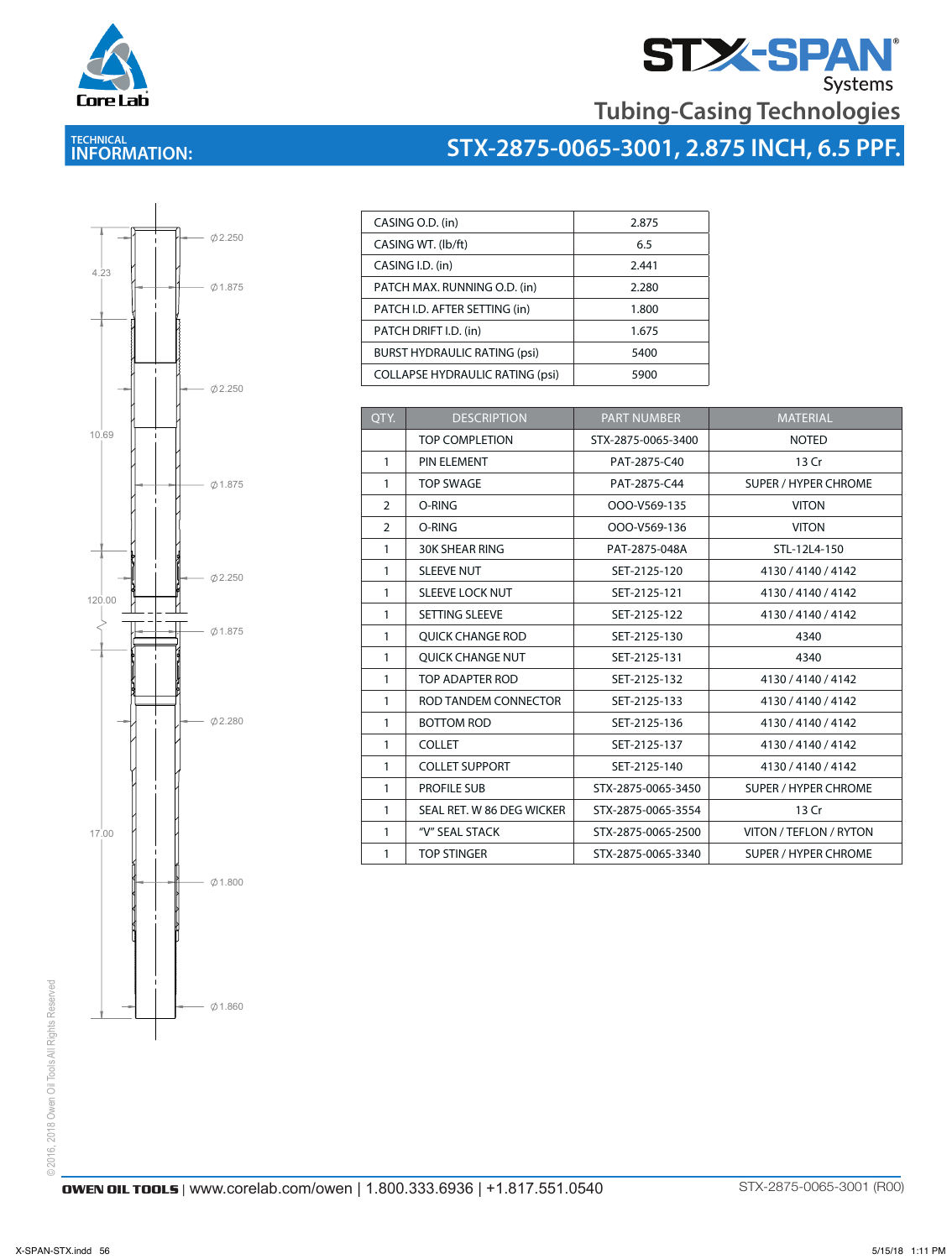STX-SPAN® Systems

Tubing-Casing Technologies

TECHNICAL INFORMATION:

# STX-2875-0065-3001, 2.875 INCH, 6.5 PPF.

4.23
10.69
120.00
17.00

Ø2.250
Ø1.875
Ø2.250
Ø1.875
Ø2.250
Ø1.875
Ø2.280
Ø1.800
Ø1.860

| CASING O.D. (in) | 2.875 |
|---|---|
| CASING WT. (lb/ft) | 6.5 |
| CASING I.D. (in) | 2.441 |
| PATCH MAX. RUNNING O.D. (in) | 2.280 |
| PATCH I.D. AFTER SETTING (in) | 1.800 |
| PATCH DRIFT I.D. (in) | 1.675 |
| BURST HYDRAULIC RATING (psi) | 5400 |
| COLLAPSE HYDRAULIC RATING (psi) | 5900 |

| QTY. | DESCRIPTION | PART NUMBER | MATERIAL |
|---|---|---|---|
| | TOP COMPLETION | STX-2875-0065-3400 | NOTED |
| 1 | PIN ELEMENT | PAT-2875-C40 | 13 Cr |
| 1 | TOP SWAGE | PAT-2875-C44 | SUPER / HYPER CHROME |
| 2 | O-RING | OOO-V569-135 | VITON |
| 2 | O-RING | OOO-V569-136 | VITON |
| 1 | 30K SHEAR RING | PAT-2875-048A | STL-12L4-150 |
| 1 | SLEEVE NUT | SET-2125-120 | 4130 / 4140 / 4142 |
| 1 | SLEEVE LOCK NUT | SET-2125-121 | 4130 / 4140 / 4142 |
| 1 | SETTING SLEEVE | SET-2125-122 | 4130 / 4140 / 4142 |
| 1 | QUICK CHANGE ROD | SET-2125-130 | 4340 |
| 1 | QUICK CHANGE NUT | SET-2125-131 | 4340 |
| 1 | TOP ADAPTER ROD | SET-2125-132 | 4130 / 4140 / 4142 |
| 1 | ROD TANDEM CONNECTOR | SET-2125-133 | 4130 / 4140 / 4142 |
| 1 | BOTTOM ROD | SET-2125-136 | 4130 / 4140 / 4142 |
| 1 | COLLET | SET-2125-137 | 4130 / 4140 / 4142 |
| 1 | COLLET SUPPORT | SET-2125-140 | 4130 / 4140 / 4142 |
| 1 | PROFILE SUB | STX-2875-0065-3450 | SUPER / HYPER CHROME |
| 1 | SEAL RET. W 86 DEG WICKER | STX-2875-0065-3554 | 13 Cr |
| 1 | "V" SEAL STACK | STX-2875-0065-2500 | VITON / TEFLON / RYTON |
| 1 | TOP STINGER | STX-2875-0065-3340 | SUPER / HYPER CHROME |

©2016, 2018 Owen Oil Tools All Rights Reserved

OWEN OIL TOOLS | www.corelab.com/owen | 1.800.333.6936 | +1.817.551.0540

STX-2875-0065-3001 (R00)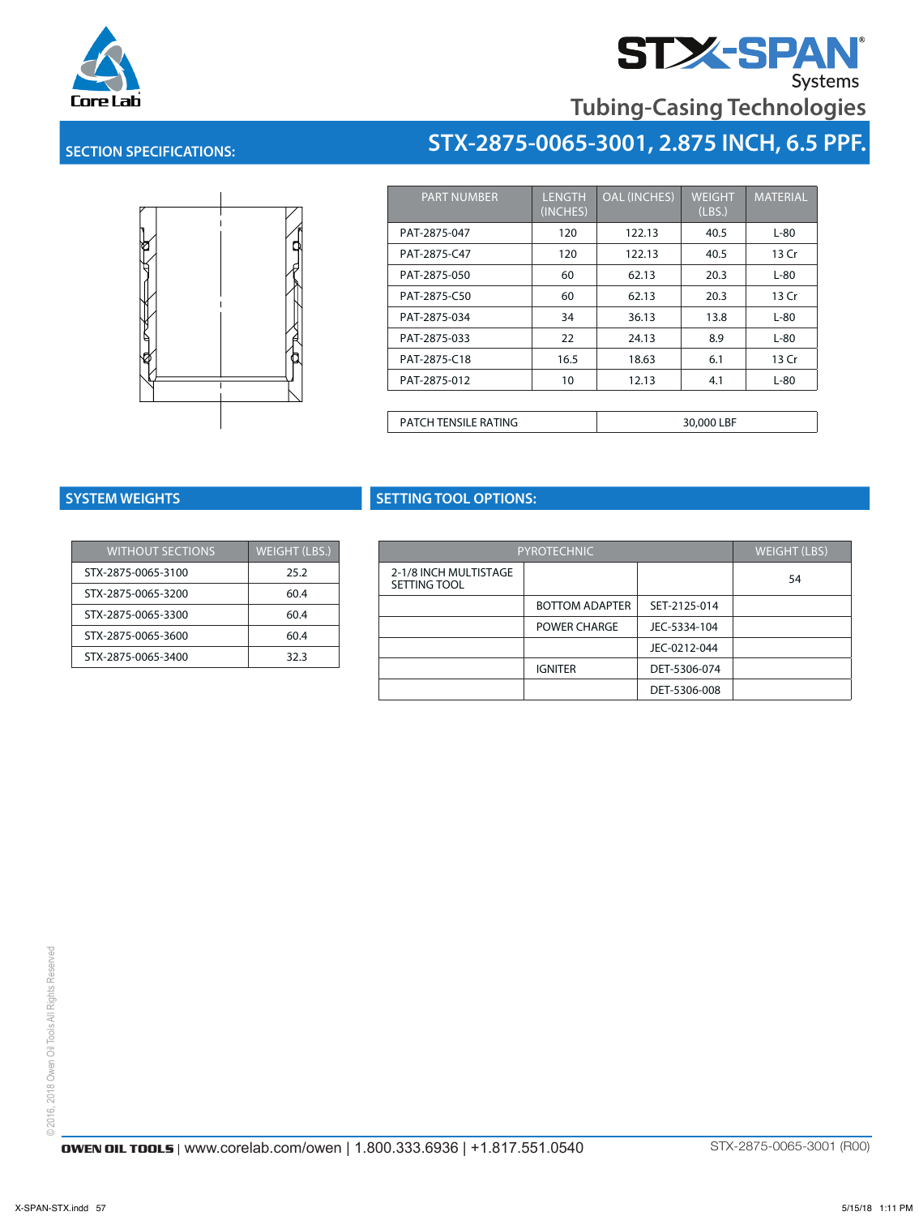STX-SPAN® Systems

Tubing-Casing Technologies

## SECTION SPECIFICATIONS:

## STX-2875-0065-3001, 2.875 INCH, 6.5 PPF.

| PART NUMBER | LENGTH (INCHES) | OAL (INCHES) | WEIGHT (LBS.) | MATERIAL |
|---|---|---|---|---|
| PAT-2875-047 | 120 | 122.13 | 40.5 | L-80 |
| PAT-2875-C47 | 120 | 122.13 | 40.5 | 13 Cr |
| PAT-2875-050 | 60 | 62.13 | 20.3 | L-80 |
| PAT-2875-C50 | 60 | 62.13 | 20.3 | 13 Cr |
| PAT-2875-034 | 34 | 36.13 | 13.8 | L-80 |
| PAT-2875-033 | 22 | 24.13 | 8.9 | L-80 |
| PAT-2875-C18 | 16.5 | 18.63 | 6.1 | 13 Cr |
| PAT-2875-012 | 10 | 12.13 | 4.1 | L-80 |

| PATCH TENSILE RATING | 30,000 LBF |
|---|---|

## SYSTEM WEIGHTS

| WITHOUT SECTIONS | WEIGHT (LBS.) |
|---|---|
| STX-2875-0065-3100 | 25.2 |
| STX-2875-0065-3200 | 60.4 |
| STX-2875-0065-3300 | 60.4 |
| STX-2875-0065-3600 | 60.4 |
| STX-2875-0065-3400 | 32.3 |

## SETTING TOOL OPTIONS:

| PYROTECHNIC | | | WEIGHT (LBS) |
|---|---|---|---|
| 2-1/8 INCH MULTISTAGE SETTING TOOL | | | 54 |
| | BOTTOM ADAPTER | SET-2125-014 | |
| | POWER CHARGE | JEC-5334-104 | |
| | | JEC-0212-044 | |
| | IGNITER | DET-5306-074 | |
| | | DET-5306-008 | |

©2016, 2018 Owen Oil Tools All Rights Reserved

OWEN OIL TOOLS | www.corelab.com/owen | 1.800.333.6936 | +1.817.551.0540

STX-2875-0065-3001 (R00)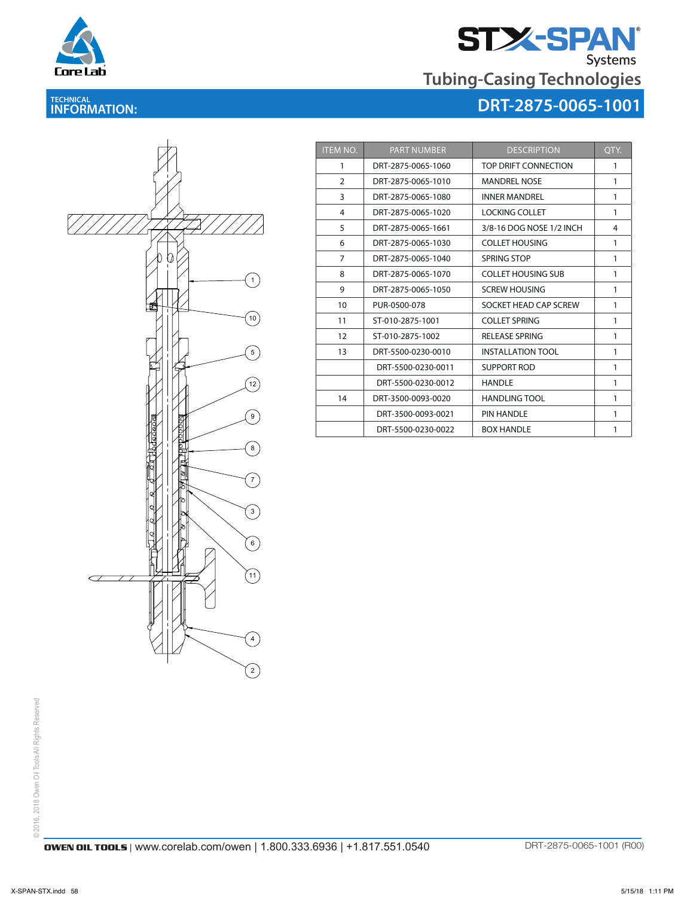**STX-SPAN® Systems**

**Tubing-Casing Technologies**

TECHNICAL
**INFORMATION:**

## DRT-2875-0065-1001

1
10
5
12
9
8
7
3
6
11
4
2

| ITEM NO. | PART NUMBER | DESCRIPTION | QTY. |
|---|---|---|---|
| 1 | DRT-2875-0065-1060 | TOP DRIFT CONNECTION | 1 |
| 2 | DRT-2875-0065-1010 | MANDREL NOSE | 1 |
| 3 | DRT-2875-0065-1080 | INNER MANDREL | 1 |
| 4 | DRT-2875-0065-1020 | LOCKING COLLET | 1 |
| 5 | DRT-2875-0065-1661 | 3/8-16 DOG NOSE 1/2 INCH | 4 |
| 6 | DRT-2875-0065-1030 | COLLET HOUSING | 1 |
| 7 | DRT-2875-0065-1040 | SPRING STOP | 1 |
| 8 | DRT-2875-0065-1070 | COLLET HOUSING SUB | 1 |
| 9 | DRT-2875-0065-1050 | SCREW HOUSING | 1 |
| 10 | PUR-0500-078 | SOCKET HEAD CAP SCREW | 1 |
| 11 | ST-010-2875-1001 | COLLET SPRING | 1 |
| 12 | ST-010-2875-1002 | RELEASE SPRING | 1 |
| 13 | DRT-5500-0230-0010 | INSTALLATION TOOL | 1 |
| | DRT-5500-0230-0011 | SUPPORT ROD | 1 |
| | DRT-5500-0230-0012 | HANDLE | 1 |
| 14 | DRT-3500-0093-0020 | HANDLING TOOL | 1 |
| | DRT-3500-0093-0021 | PIN HANDLE | 1 |
| | DRT-5500-0230-0022 | BOX HANDLE | 1 |

©2016, 2018 Owen Oil Tools All Rights Reserved

**OWEN OIL TOOLS** | www.corelab.com/owen | 1.800.333.6936 | +1.817.551.0540

DRT-2875-0065-1001 (R00)